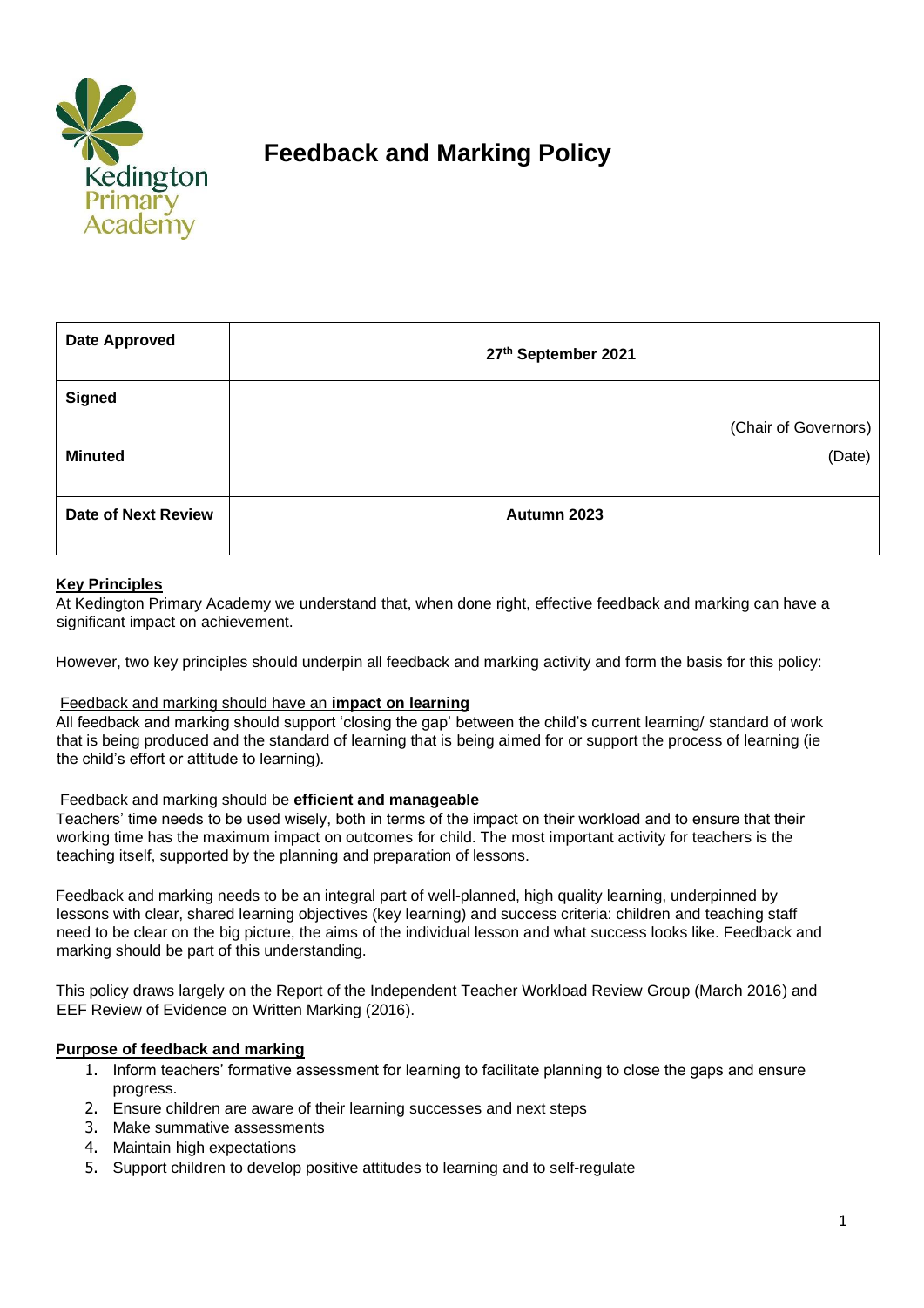Kedington Primary Academy

# Feedback and Marking Policy

| **Date Approved** | **27th September 2021** |
|---|---|
| **Signed** | (Chair of Governors) |
| **Minuted** | (Date) |
| **Date of Next Review** | **Autumn 2023** |

## Key Principles

At Kedington Primary Academy we understand that, when done right, effective feedback and marking can have a significant impact on achievement.

However, two key principles should underpin all feedback and marking activity and form the basis for this policy:

Feedback and marking should have an **impact on learning**

All feedback and marking should support 'closing the gap' between the child's current learning/ standard of work that is being produced and the standard of learning that is being aimed for or support the process of learning (ie the child's effort or attitude to learning).

Feedback and marking should be **efficient and manageable**

Teachers' time needs to be used wisely, both in terms of the impact on their workload and to ensure that their working time has the maximum impact on outcomes for child. The most important activity for teachers is the teaching itself, supported by the planning and preparation of lessons.

Feedback and marking needs to be an integral part of well-planned, high quality learning, underpinned by lessons with clear, shared learning objectives (key learning) and success criteria: children and teaching staff need to be clear on the big picture, the aims of the individual lesson and what success looks like. Feedback and marking should be part of this understanding.

This policy draws largely on the Report of the Independent Teacher Workload Review Group (March 2016) and EEF Review of Evidence on Written Marking (2016).

## Purpose of feedback and marking

1. Inform teachers' formative assessment for learning to facilitate planning to close the gaps and ensure progress.
2. Ensure children are aware of their learning successes and next steps
3. Make summative assessments
4. Maintain high expectations
5. Support children to develop positive attitudes to learning and to self-regulate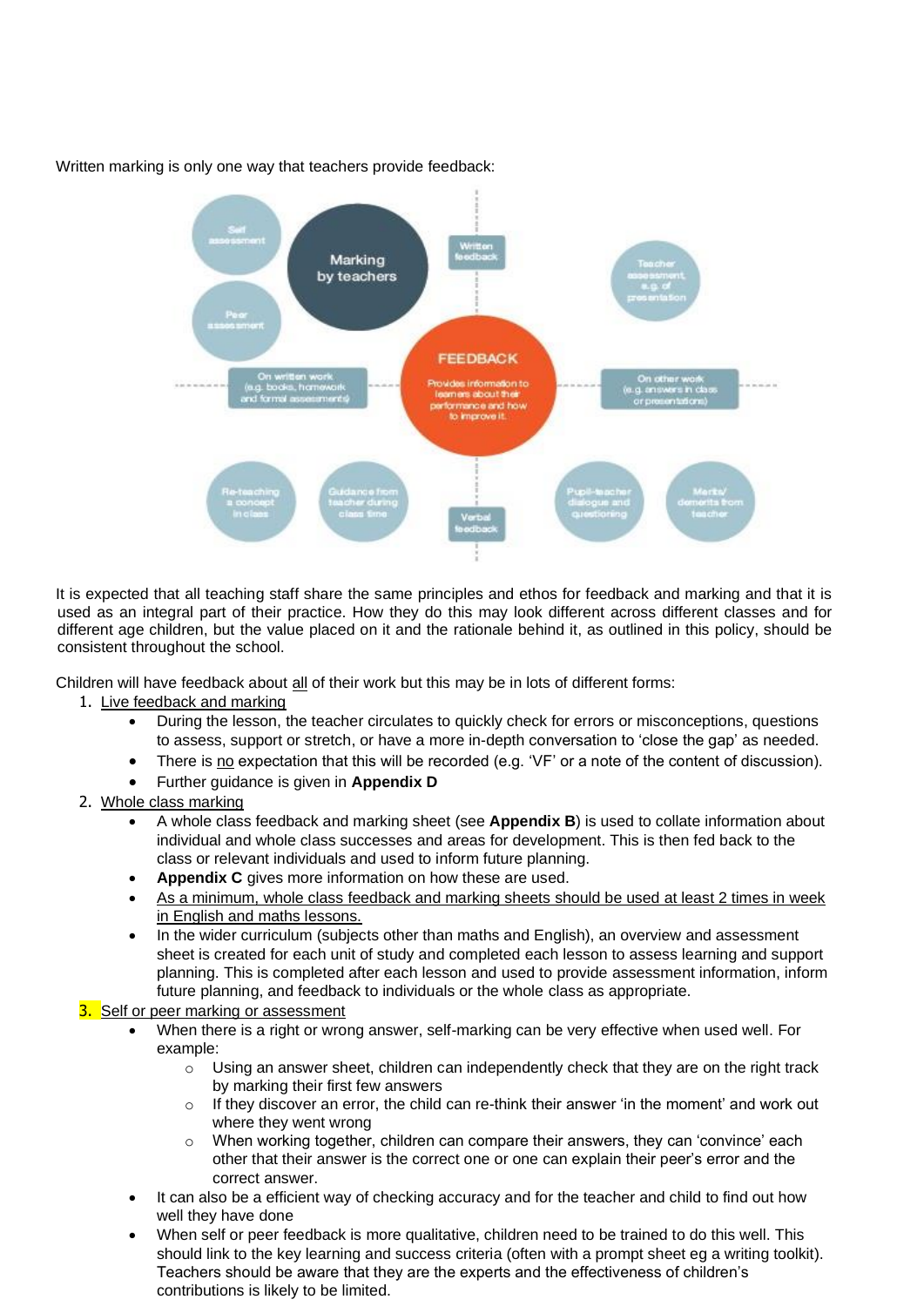Written marking is only one way that teachers provide feedback:

**FEEDBACK** – Provides information to learners about their performance and how to improve it.

- Written feedback
  - Marking by teachers
  - Self assessment
  - Peer assessment
- On written work (e.g. books, homework and formal assessments)
- On other work (e.g. answers in class or presentations)
  - Teacher assessment, e.g. of presentation
- Verbal feedback
  - Re-teaching a concept in class
  - Guidance from teacher during class time
  - Pupil-teacher dialogue and questioning
  - Merits/ demerits from teacher

It is expected that all teaching staff share the same principles and ethos for feedback and marking and that it is used as an integral part of their practice. How they do this may look different across different classes and for different age children, but the value placed on it and the rationale behind it, as outlined in this policy, should be consistent throughout the school.

Children will have feedback about all of their work but this may be in lots of different forms:

1. Live feedback and marking
   - During the lesson, the teacher circulates to quickly check for errors or misconceptions, questions to assess, support or stretch, or have a more in-depth conversation to 'close the gap' as needed.
   - There is no expectation that this will be recorded (e.g. 'VF' or a note of the content of discussion).
   - Further guidance is given in **Appendix D**
2. Whole class marking
   - A whole class feedback and marking sheet (see **Appendix B**) is used to collate information about individual and whole class successes and areas for development. This is then fed back to the class or relevant individuals and used to inform future planning.
   - **Appendix C** gives more information on how these are used.
   - As a minimum, whole class feedback and marking sheets should be used at least 2 times in week in English and maths lessons.
   - In the wider curriculum (subjects other than maths and English), an overview and assessment sheet is created for each unit of study and completed each lesson to assess learning and support planning. This is completed after each lesson and used to provide assessment information, inform future planning, and feedback to individuals or the whole class as appropriate.
3. Self or peer marking or assessment
   - When there is a right or wrong answer, self-marking can be very effective when used well. For example:
     - Using an answer sheet, children can independently check that they are on the right track by marking their first few answers
     - If they discover an error, the child can re-think their answer 'in the moment' and work out where they went wrong
     - When working together, children can compare their answers, they can 'convince' each other that their answer is the correct one or one can explain their peer's error and the correct answer.
   - It can also be a efficient way of checking accuracy and for the teacher and child to find out how well they have done
   - When self or peer feedback is more qualitative, children need to be trained to do this well. This should link to the key learning and success criteria (often with a prompt sheet eg a writing toolkit). Teachers should be aware that they are the experts and the effectiveness of children's contributions is likely to be limited.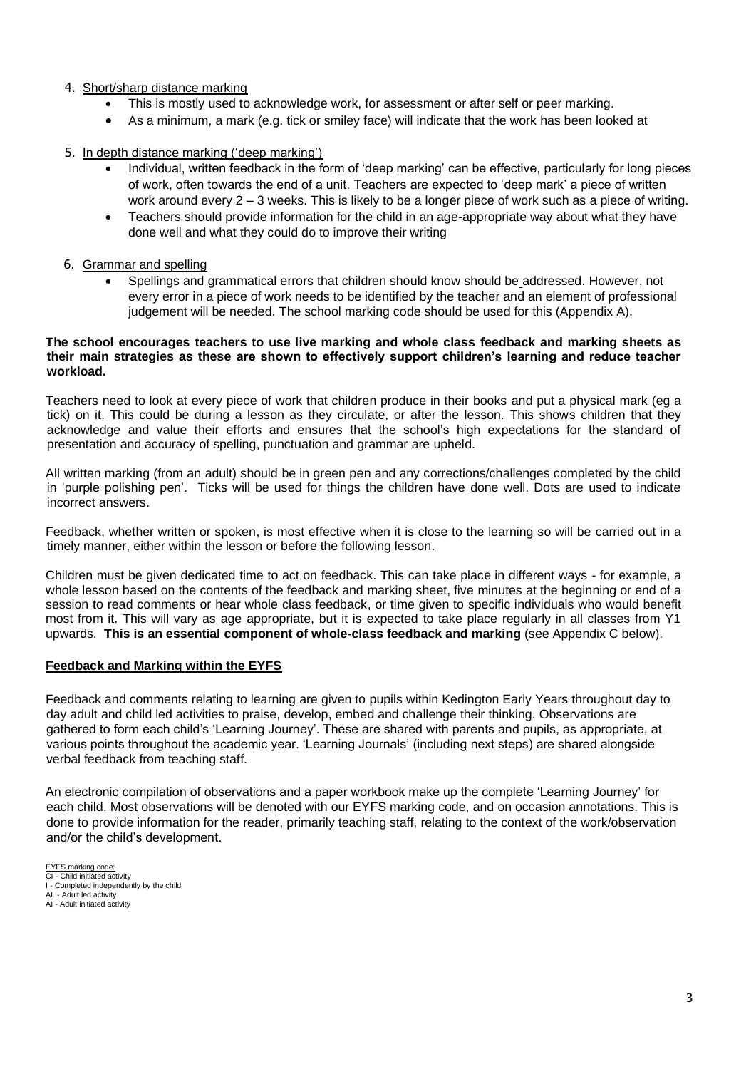4. Short/sharp distance marking
   - This is mostly used to acknowledge work, for assessment or after self or peer marking.
   - As a minimum, a mark (e.g. tick or smiley face) will indicate that the work has been looked at

5. In depth distance marking ('deep marking')
   - Individual, written feedback in the form of 'deep marking' can be effective, particularly for long pieces of work, often towards the end of a unit. Teachers are expected to 'deep mark' a piece of written work around every 2 – 3 weeks. This is likely to be a longer piece of work such as a piece of writing.
   - Teachers should provide information for the child in an age-appropriate way about what they have done well and what they could do to improve their writing

6. Grammar and spelling
   - Spellings and grammatical errors that children should know should be addressed. However, not every error in a piece of work needs to be identified by the teacher and an element of professional judgement will be needed. The school marking code should be used for this (Appendix A).

**The school encourages teachers to use live marking and whole class feedback and marking sheets as their main strategies as these are shown to effectively support children's learning and reduce teacher workload.**

Teachers need to look at every piece of work that children produce in their books and put a physical mark (eg a tick) on it. This could be during a lesson as they circulate, or after the lesson. This shows children that they acknowledge and value their efforts and ensures that the school's high expectations for the standard of presentation and accuracy of spelling, punctuation and grammar are upheld.

All written marking (from an adult) should be in green pen and any corrections/challenges completed by the child in 'purple polishing pen'. Ticks will be used for things the children have done well. Dots are used to indicate incorrect answers.

Feedback, whether written or spoken, is most effective when it is close to the learning so will be carried out in a timely manner, either within the lesson or before the following lesson.

Children must be given dedicated time to act on feedback. This can take place in different ways - for example, a whole lesson based on the contents of the feedback and marking sheet, five minutes at the beginning or end of a session to read comments or hear whole class feedback, or time given to specific individuals who would benefit most from it. This will vary as age appropriate, but it is expected to take place regularly in all classes from Y1 upwards. **This is an essential component of whole-class feedback and marking** (see Appendix C below).

## Feedback and Marking within the EYFS

Feedback and comments relating to learning are given to pupils within Kedington Early Years throughout day to day adult and child led activities to praise, develop, embed and challenge their thinking. Observations are gathered to form each child's 'Learning Journey'. These are shared with parents and pupils, as appropriate, at various points throughout the academic year. 'Learning Journals' (including next steps) are shared alongside verbal feedback from teaching staff.

An electronic compilation of observations and a paper workbook make up the complete 'Learning Journey' for each child. Most observations will be denoted with our EYFS marking code, and on occasion annotations. This is done to provide information for the reader, primarily teaching staff, relating to the context of the work/observation and/or the child's development.

EYFS marking code:
CI - Child initiated activity
I - Completed independently by the child
AL - Adult led activity
AI - Adult initiated activity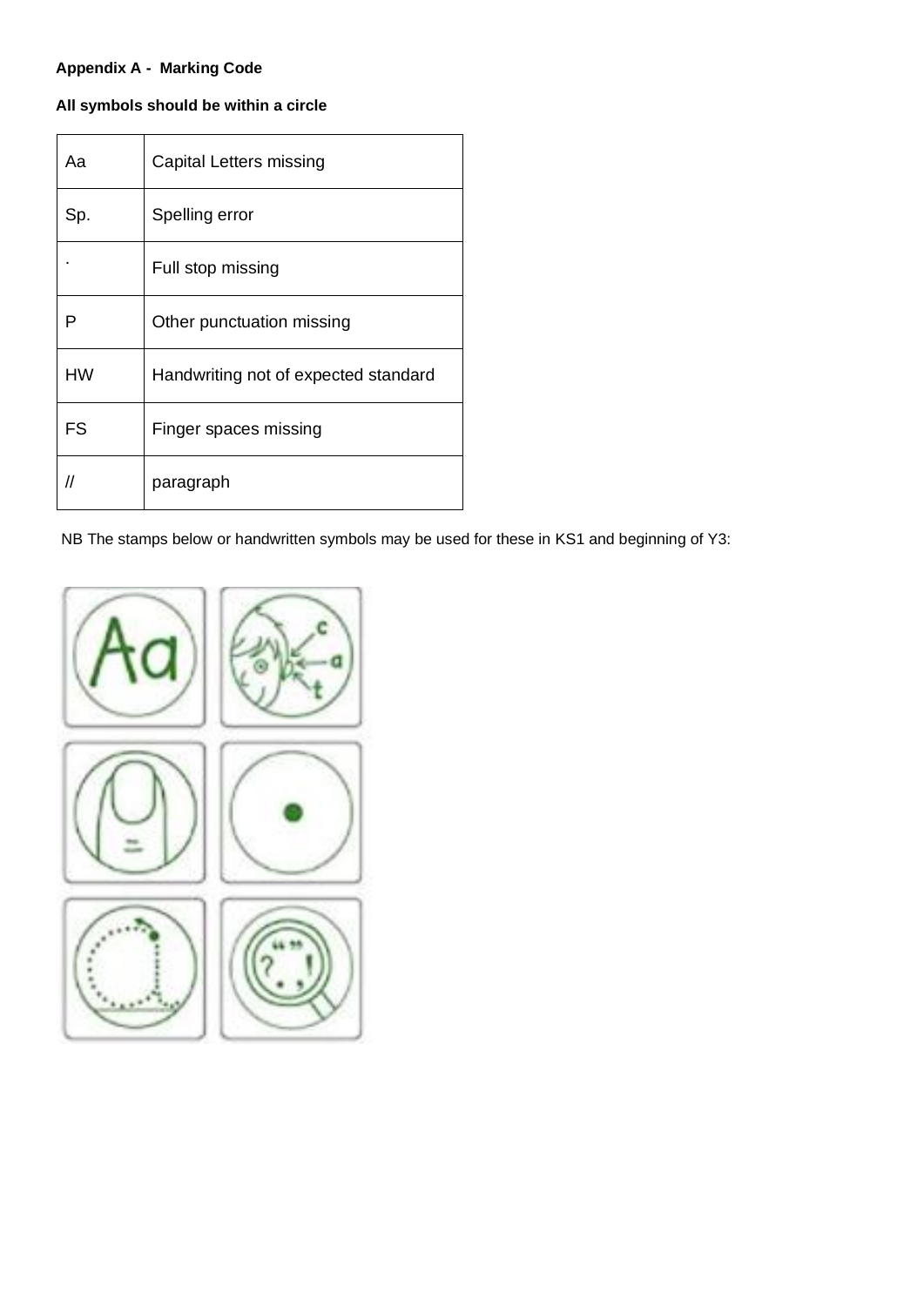**Appendix A - Marking Code**

**All symbols should be within a circle**

| | |
|---|---|
| Aa | Capital Letters missing |
| Sp. | Spelling error |
| . | Full stop missing |
| P | Other punctuation missing |
| HW | Handwriting not of expected standard |
| FS | Finger spaces missing |
| // | paragraph |

NB The stamps below or handwritten symbols may be used for these in KS1 and beginning of Y3: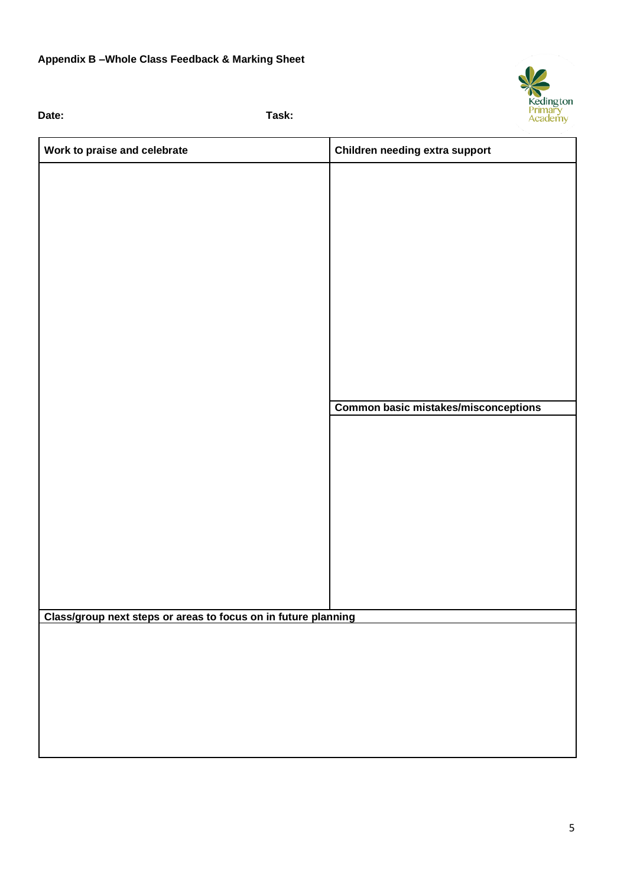**Appendix B –Whole Class Feedback & Marking Sheet**

Kedington Primary Academy

**Date:** **Task:**

| Work to praise and celebrate | Children needing extra support |
| --- | --- |
| | |
| | **Common basic mistakes/misconceptions** |
| | |

| Class/group next steps or areas to focus on in future planning |
| --- |
| |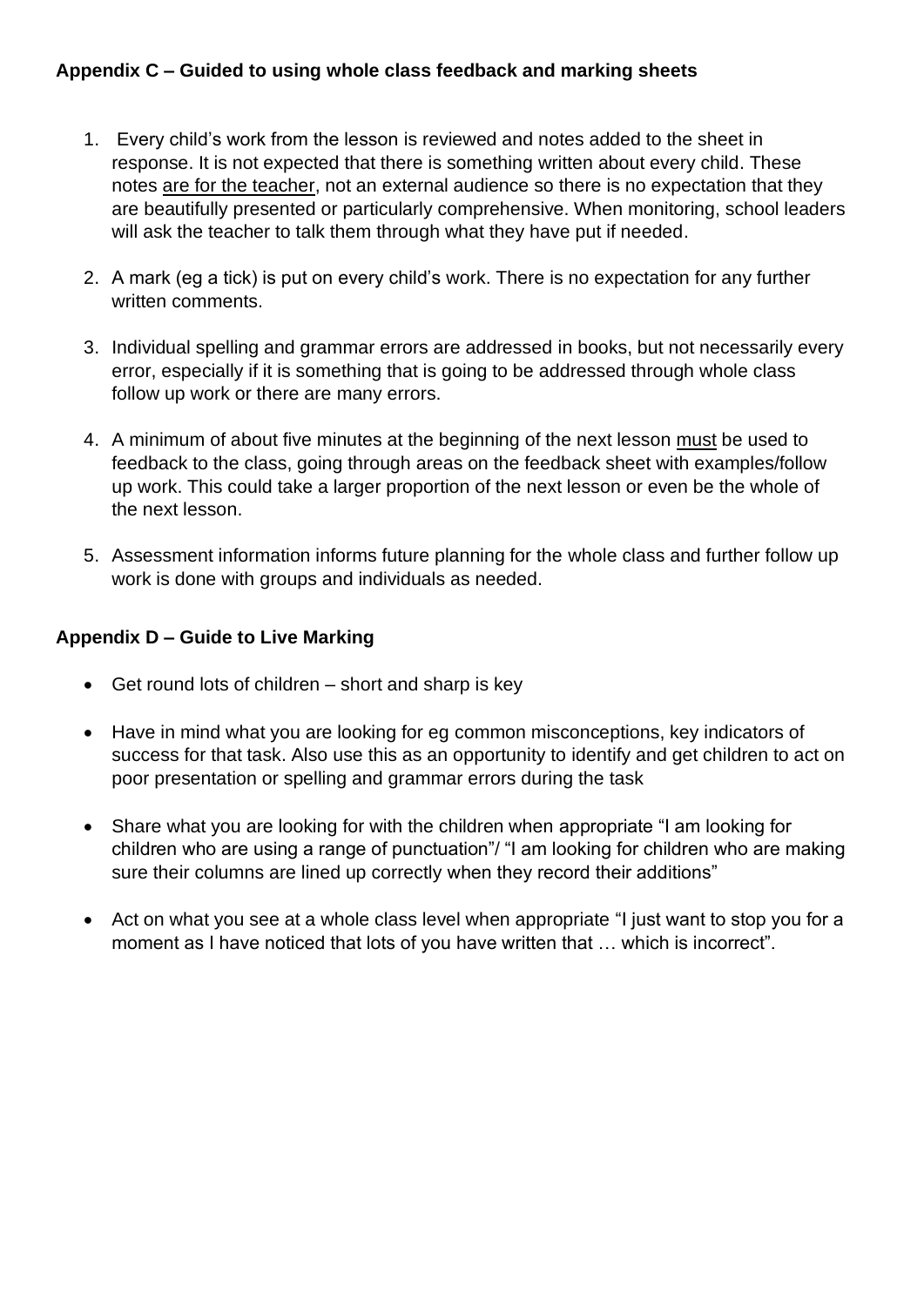**Appendix C – Guided to using whole class feedback and marking sheets**

1. Every child's work from the lesson is reviewed and notes added to the sheet in response. It is not expected that there is something written about every child. These notes <u>are for the teacher</u>, not an external audience so there is no expectation that they are beautifully presented or particularly comprehensive. When monitoring, school leaders will ask the teacher to talk them through what they have put if needed.

2. A mark (eg a tick) is put on every child's work. There is no expectation for any further written comments.

3. Individual spelling and grammar errors are addressed in books, but not necessarily every error, especially if it is something that is going to be addressed through whole class follow up work or there are many errors.

4. A minimum of about five minutes at the beginning of the next lesson <u>must</u> be used to feedback to the class, going through areas on the feedback sheet with examples/follow up work. This could take a larger proportion of the next lesson or even be the whole of the next lesson.

5. Assessment information informs future planning for the whole class and further follow up work is done with groups and individuals as needed.

**Appendix D – Guide to Live Marking**

- Get round lots of children – short and sharp is key

- Have in mind what you are looking for eg common misconceptions, key indicators of success for that task. Also use this as an opportunity to identify and get children to act on poor presentation or spelling and grammar errors during the task

- Share what you are looking for with the children when appropriate "I am looking for children who are using a range of punctuation"/ "I am looking for children who are making sure their columns are lined up correctly when they record their additions"

- Act on what you see at a whole class level when appropriate "I just want to stop you for a moment as I have noticed that lots of you have written that … which is incorrect".